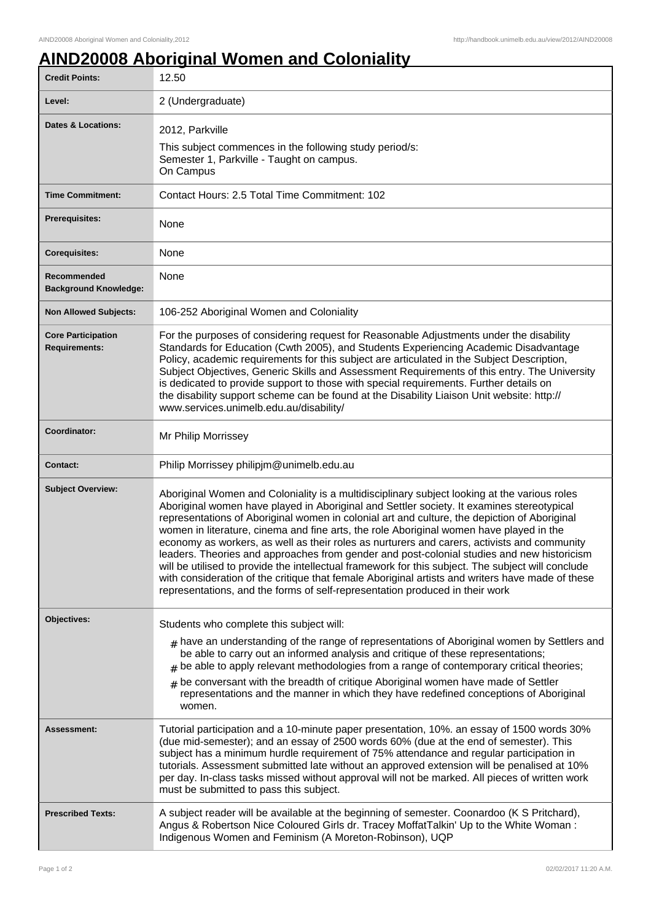# AIND20008 Aboriginal Women and Coloniality

| | |
|---|---|
| **Credit Points:** | 12.50 |
| **Level:** | 2 (Undergraduate) |
| **Dates & Locations:** | 2012, Parkville<br>This subject commences in the following study period/s:<br>Semester 1, Parkville - Taught on campus.<br>On Campus |
| **Time Commitment:** | Contact Hours: 2.5 Total Time Commitment: 102 |
| **Prerequisites:** | None |
| **Corequisites:** | None |
| **Recommended Background Knowledge:** | None |
| **Non Allowed Subjects:** | 106-252 Aboriginal Women and Coloniality |
| **Core Participation Requirements:** | For the purposes of considering request for Reasonable Adjustments under the disability Standards for Education (Cwth 2005), and Students Experiencing Academic Disadvantage Policy, academic requirements for this subject are articulated in the Subject Description, Subject Objectives, Generic Skills and Assessment Requirements of this entry. The University is dedicated to provide support to those with special requirements. Further details on the disability support scheme can be found at the Disability Liaison Unit website: http://www.services.unimelb.edu.au/disability/ |
| **Coordinator:** | Mr Philip Morrissey |
| **Contact:** | Philip Morrissey philipjm@unimelb.edu.au |
| **Subject Overview:** | Aboriginal Women and Coloniality is a multidisciplinary subject looking at the various roles Aboriginal women have played in Aboriginal and Settler society. It examines stereotypical representations of Aboriginal women in colonial art and culture, the depiction of Aboriginal women in literature, cinema and fine arts, the role Aboriginal women have played in the economy as workers, as well as their roles as nurturers and carers, activists and community leaders. Theories and approaches from gender and post-colonial studies and new historicism will be utilised to provide the intellectual framework for this subject. The subject will conclude with consideration of the critique that female Aboriginal artists and writers have made of these representations, and the forms of self-representation produced in their work |
| **Objectives:** | Students who complete this subject will:<br># have an understanding of the range of representations of Aboriginal women by Settlers and be able to carry out an informed analysis and critique of these representations;<br># be able to apply relevant methodologies from a range of contemporary critical theories;<br># be conversant with the breadth of critique Aboriginal women have made of Settler representations and the manner in which they have redefined conceptions of Aboriginal women. |
| **Assessment:** | Tutorial participation and a 10-minute paper presentation, 10%. an essay of 1500 words 30% (due mid-semester); and an essay of 2500 words 60% (due at the end of semester). This subject has a minimum hurdle requirement of 75% attendance and regular participation in tutorials. Assessment submitted late without an approved extension will be penalised at 10% per day. In-class tasks missed without approval will not be marked. All pieces of written work must be submitted to pass this subject. |
| **Prescribed Texts:** | A subject reader will be available at the beginning of semester. Coonardoo (K S Pritchard), Angus & Robertson Nice Coloured Girls dr. Tracey MoffatTalkin' Up to the White Woman : Indigenous Women and Feminism (A Moreton-Robinson), UQP |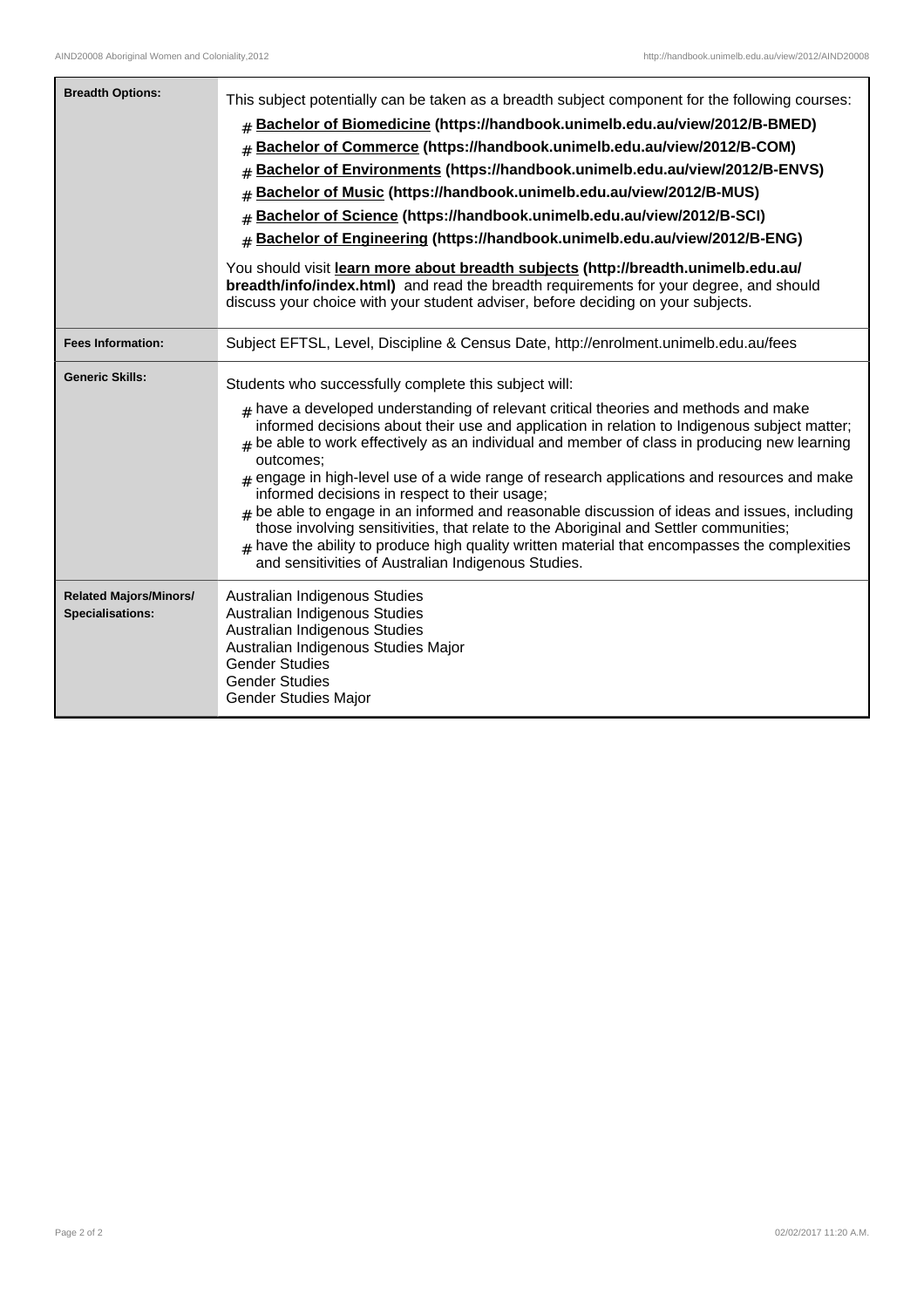| | |
|---|---|
| **Breadth Options:** | This subject potentially can be taken as a breadth subject component for the following courses:<br># **Bachelor of Biomedicine (https://handbook.unimelb.edu.au/view/2012/B-BMED)**<br># **Bachelor of Commerce (https://handbook.unimelb.edu.au/view/2012/B-COM)**<br># **Bachelor of Environments (https://handbook.unimelb.edu.au/view/2012/B-ENVS)**<br># **Bachelor of Music (https://handbook.unimelb.edu.au/view/2012/B-MUS)**<br># **Bachelor of Science (https://handbook.unimelb.edu.au/view/2012/B-SCI)**<br># **Bachelor of Engineering (https://handbook.unimelb.edu.au/view/2012/B-ENG)**<br>You should visit **learn more about breadth subjects (http://breadth.unimelb.edu.au/breadth/info/index.html)** and read the breadth requirements for your degree, and should discuss your choice with your student adviser, before deciding on your subjects. |
| **Fees Information:** | Subject EFTSL, Level, Discipline & Census Date, http://enrolment.unimelb.edu.au/fees |
| **Generic Skills:** | Students who successfully complete this subject will:<br># have a developed understanding of relevant critical theories and methods and make informed decisions about their use and application in relation to Indigenous subject matter;<br># be able to work effectively as an individual and member of class in producing new learning outcomes;<br># engage in high-level use of a wide range of research applications and resources and make informed decisions in respect to their usage;<br># be able to engage in an informed and reasonable discussion of ideas and issues, including those involving sensitivities, that relate to the Aboriginal and Settler communities;<br># have the ability to produce high quality written material that encompasses the complexities and sensitivities of Australian Indigenous Studies. |
| **Related Majors/Minors/ Specialisations:** | Australian Indigenous Studies<br>Australian Indigenous Studies<br>Australian Indigenous Studies<br>Australian Indigenous Studies Major<br>Gender Studies<br>Gender Studies<br>Gender Studies Major |